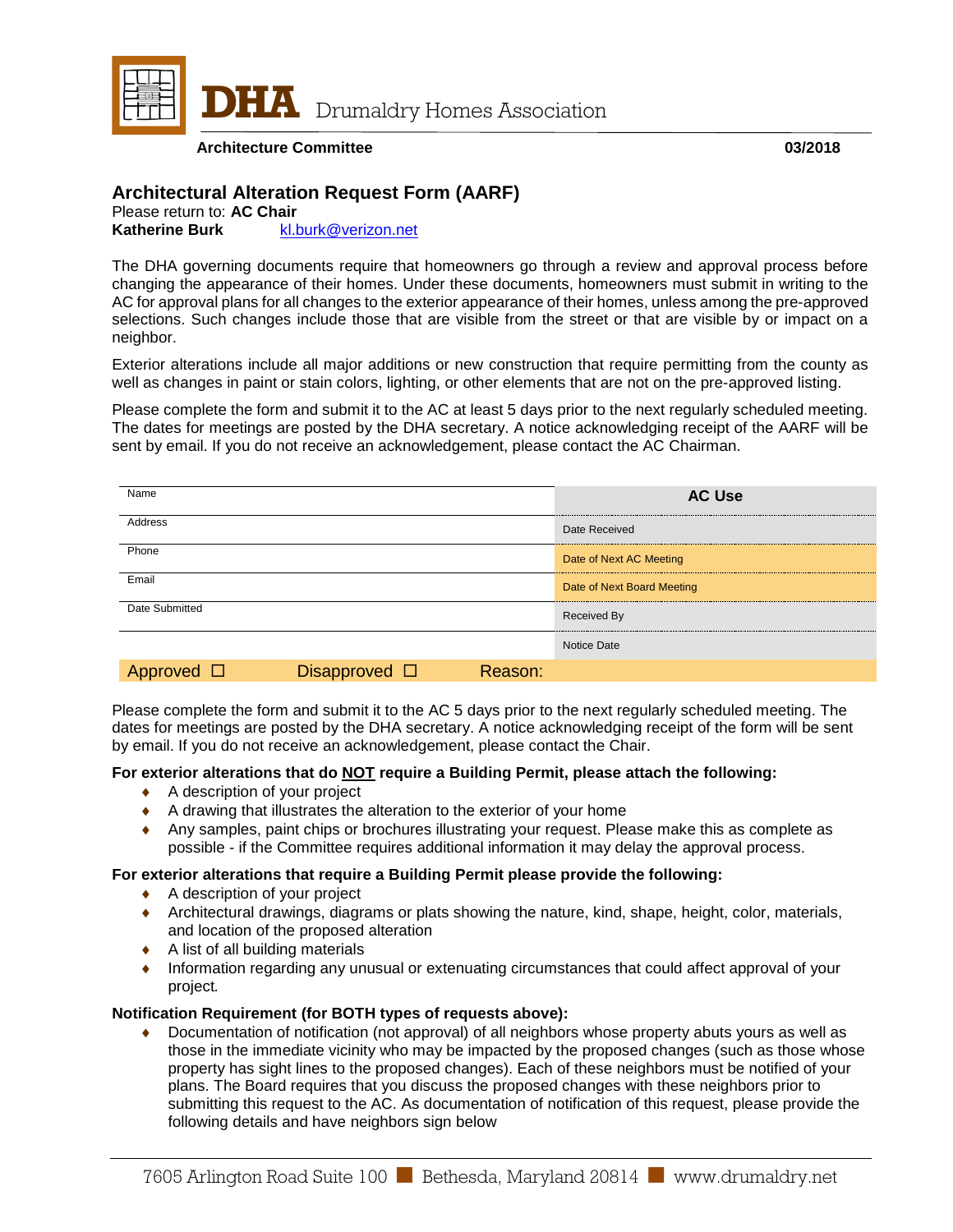# DHA Drumaldry Homes Association

**Architecture Committee** **03/2018**

## Architectural Alteration Request Form (AARF)

Please return to: **AC Chair**
**Katherine Burk** kl.burk@verizon.net

The DHA governing documents require that homeowners go through a review and approval process before changing the appearance of their homes. Under these documents, homeowners must submit in writing to the AC for approval plans for all changes to the exterior appearance of their homes, unless among the pre-approved selections. Such changes include those that are visible from the street or that are visible by or impact on a neighbor.

Exterior alterations include all major additions or new construction that require permitting from the county as well as changes in paint or stain colors, lighting, or other elements that are not on the pre-approved listing.

Please complete the form and submit it to the AC at least 5 days prior to the next regularly scheduled meeting. The dates for meetings are posted by the DHA secretary. A notice acknowledging receipt of the AARF will be sent by email. If you do not receive an acknowledgement, please contact the AC Chairman.

| | **AC Use** |
|---|---|
| Name | |
| Address | Date Received |
| Phone | Date of Next AC Meeting |
| Email | Date of Next Board Meeting |
| Date Submitted | Received By |
| | Notice Date |
| Approved ☐ Disapproved ☐ Reason: | |

Please complete the form and submit it to the AC 5 days prior to the next regularly scheduled meeting. The dates for meetings are posted by the DHA secretary. A notice acknowledging receipt of the form will be sent by email. If you do not receive an acknowledgement, please contact the Chair.

**For exterior alterations that do NOT require a Building Permit, please attach the following:**

- A description of your project
- A drawing that illustrates the alteration to the exterior of your home
- Any samples, paint chips or brochures illustrating your request. Please make this as complete as possible - if the Committee requires additional information it may delay the approval process.

**For exterior alterations that require a Building Permit please provide the following:**

- A description of your project
- Architectural drawings, diagrams or plats showing the nature, kind, shape, height, color, materials, and location of the proposed alteration
- A list of all building materials
- Information regarding any unusual or extenuating circumstances that could affect approval of your project.

**Notification Requirement (for BOTH types of requests above):**

- Documentation of notification (not approval) of all neighbors whose property abuts yours as well as those in the immediate vicinity who may be impacted by the proposed changes (such as those whose property has sight lines to the proposed changes). Each of these neighbors must be notified of your plans. The Board requires that you discuss the proposed changes with these neighbors prior to submitting this request to the AC. As documentation of notification of this request, please provide the following details and have neighbors sign below

7605 Arlington Road Suite 100 ■ Bethesda, Maryland 20814 ■ www.drumaldry.net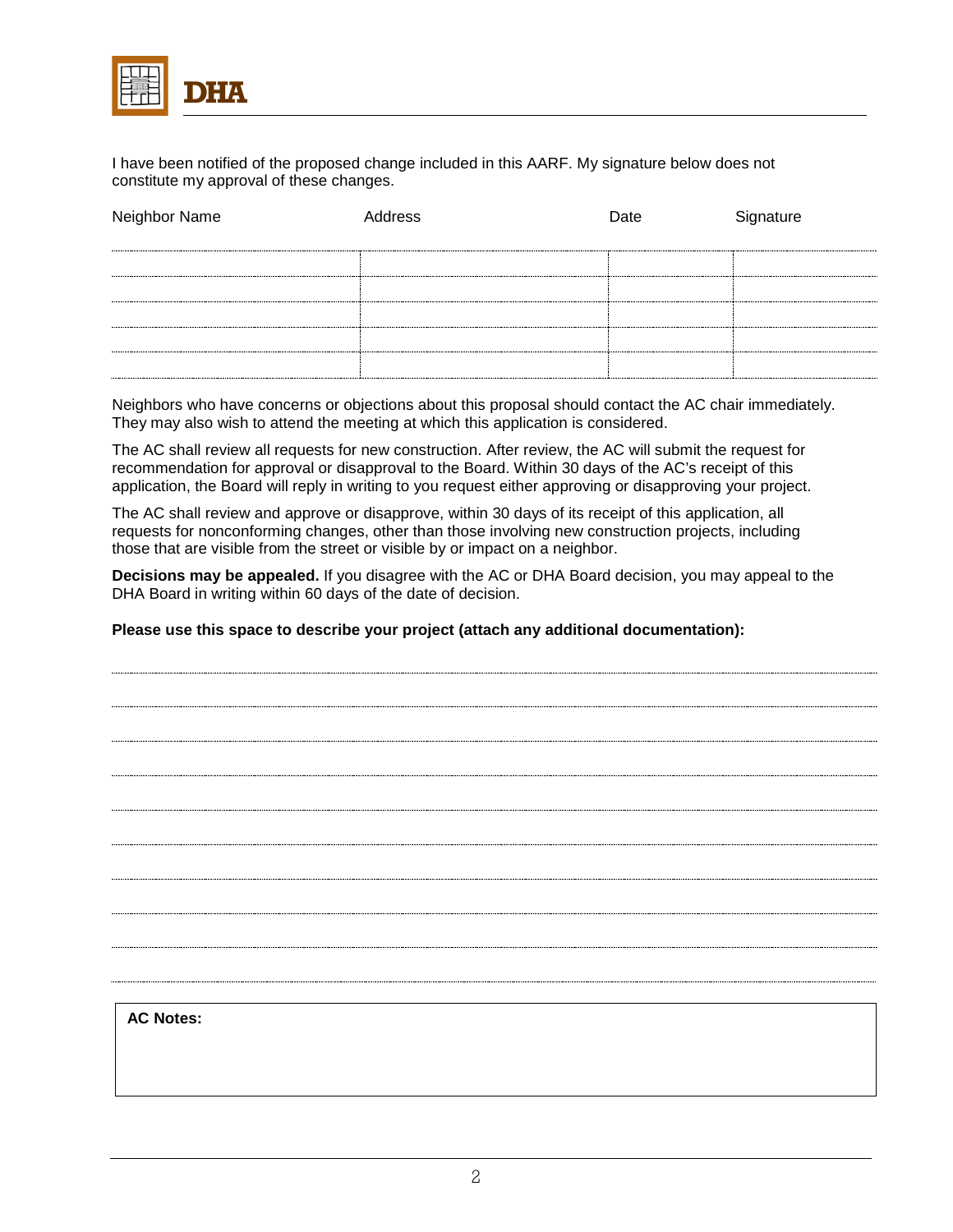DHA

I have been notified of the proposed change included in this AARF. My signature below does not constitute my approval of these changes.

| Neighbor Name | Address | Date | Signature |
| --- | --- | --- | --- |
| | | | |
| | | | |
| | | | |
| | | | |
| | | | |

Neighbors who have concerns or objections about this proposal should contact the AC chair immediately. They may also wish to attend the meeting at which this application is considered.

The AC shall review all requests for new construction. After review, the AC will submit the request for recommendation for approval or disapproval to the Board. Within 30 days of the AC's receipt of this application, the Board will reply in writing to you request either approving or disapproving your project.

The AC shall review and approve or disapprove, within 30 days of its receipt of this application, all requests for nonconforming changes, other than those involving new construction projects, including those that are visible from the street or visible by or impact on a neighbor.

**Decisions may be appealed.** If you disagree with the AC or DHA Board decision, you may appeal to the DHA Board in writing within 60 days of the date of decision.

**Please use this space to describe your project (attach any additional documentation):**

**AC Notes:**